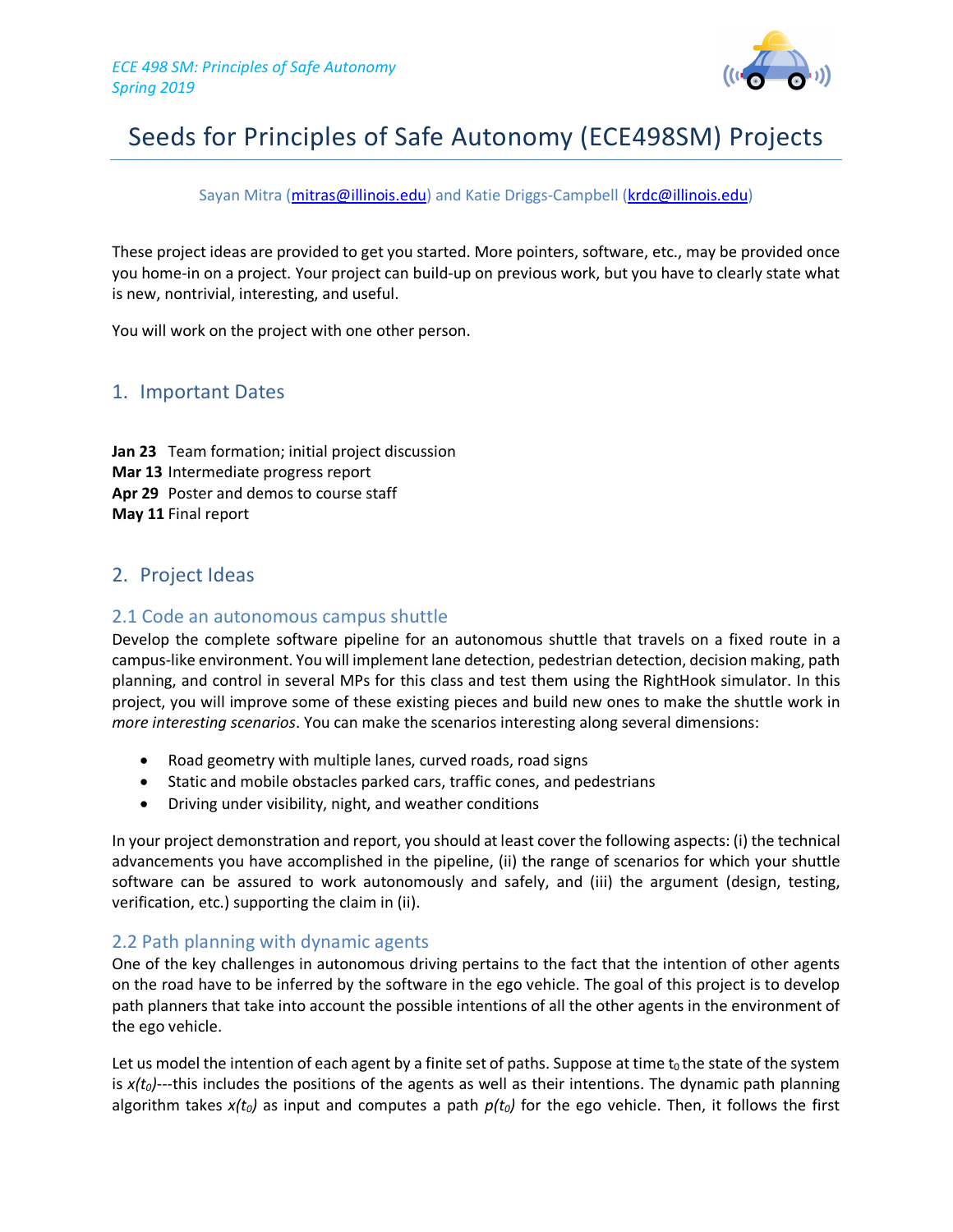*ECE 498 SM: Principles of Safe Autonomy*
*Spring 2019*

# Seeds for Principles of Safe Autonomy (ECE498SM) Projects

Sayan Mitra (mitras@illinois.edu) and Katie Driggs-Campbell (krdc@illinois.edu)

These project ideas are provided to get you started. More pointers, software, etc., may be provided once you home-in on a project. Your project can build-up on previous work, but you have to clearly state what is new, nontrivial, interesting, and useful.

You will work on the project with one other person.

## 1. Important Dates

**Jan 23** Team formation; initial project discussion
**Mar 13** Intermediate progress report
**Apr 29** Poster and demos to course staff
**May 11** Final report

## 2. Project Ideas

### 2.1 Code an autonomous campus shuttle

Develop the complete software pipeline for an autonomous shuttle that travels on a fixed route in a campus-like environment. You will implement lane detection, pedestrian detection, decision making, path planning, and control in several MPs for this class and test them using the RightHook simulator. In this project, you will improve some of these existing pieces and build new ones to make the shuttle work in *more interesting scenarios*. You can make the scenarios interesting along several dimensions:

- Road geometry with multiple lanes, curved roads, road signs
- Static and mobile obstacles parked cars, traffic cones, and pedestrians
- Driving under visibility, night, and weather conditions

In your project demonstration and report, you should at least cover the following aspects: (i) the technical advancements you have accomplished in the pipeline, (ii) the range of scenarios for which your shuttle software can be assured to work autonomously and safely, and (iii) the argument (design, testing, verification, etc.) supporting the claim in (ii).

### 2.2 Path planning with dynamic agents

One of the key challenges in autonomous driving pertains to the fact that the intention of other agents on the road have to be inferred by the software in the ego vehicle. The goal of this project is to develop path planners that take into account the possible intentions of all the other agents in the environment of the ego vehicle.

Let us model the intention of each agent by a finite set of paths. Suppose at time $t_0$ the state of the system is $x(t_0)$---this includes the positions of the agents as well as their intentions. The dynamic path planning algorithm takes $x(t_0)$ as input and computes a path $p(t_0)$ for the ego vehicle. Then, it follows the first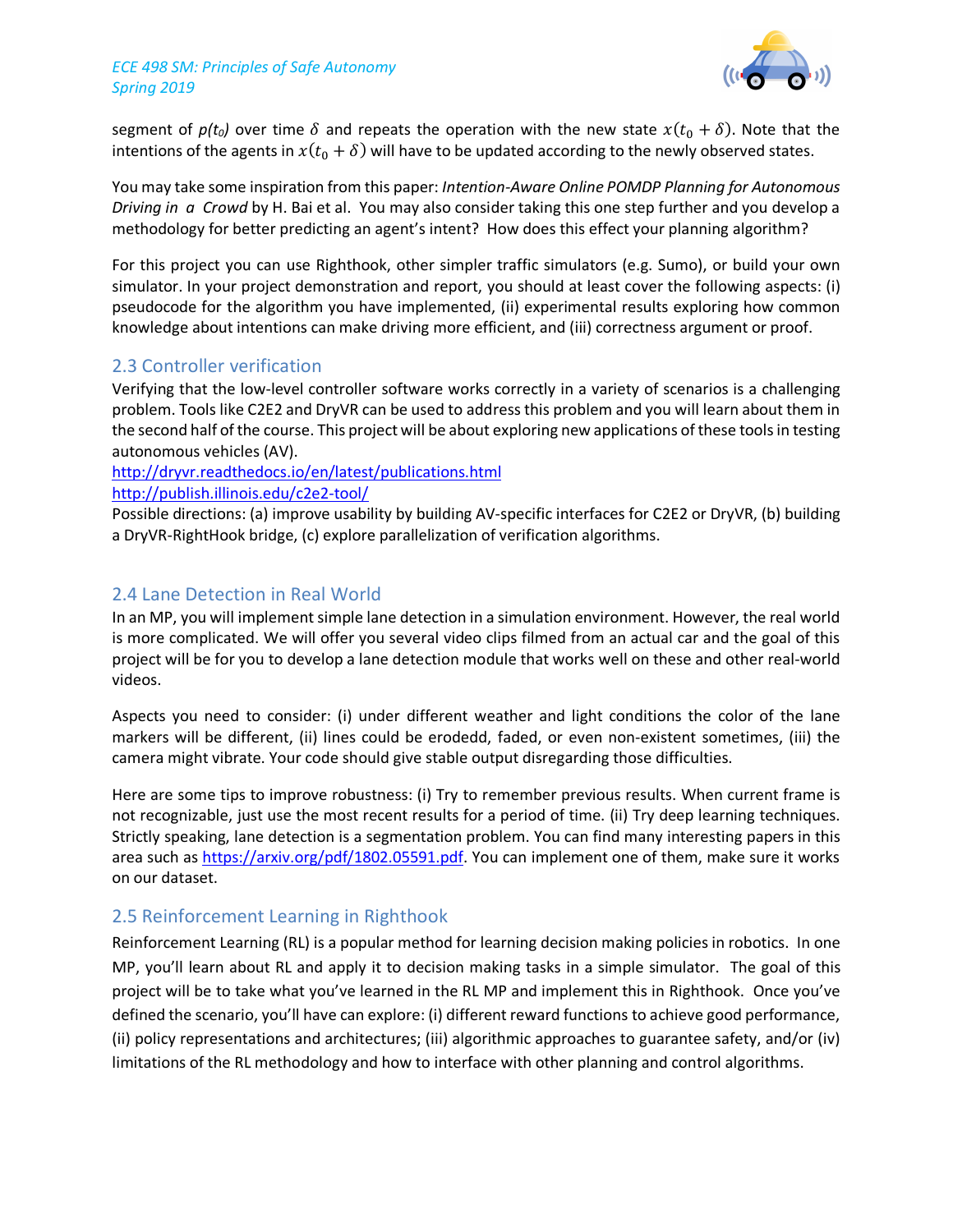segment of *p(t₀)* over time $\delta$ and repeats the operation with the new state $x(t_0 + \delta)$. Note that the intentions of the agents in $x(t_0 + \delta)$ will have to be updated according to the newly observed states.

You may take some inspiration from this paper: *Intention-Aware Online POMDP Planning for Autonomous Driving in a Crowd* by H. Bai et al. You may also consider taking this one step further and you develop a methodology for better predicting an agent's intent? How does this effect your planning algorithm?

For this project you can use Righthook, other simpler traffic simulators (e.g. Sumo), or build your own simulator. In your project demonstration and report, you should at least cover the following aspects: (i) pseudocode for the algorithm you have implemented, (ii) experimental results exploring how common knowledge about intentions can make driving more efficient, and (iii) correctness argument or proof.

## 2.3 Controller verification

Verifying that the low-level controller software works correctly in a variety of scenarios is a challenging problem. Tools like C2E2 and DryVR can be used to address this problem and you will learn about them in the second half of the course. This project will be about exploring new applications of these tools in testing autonomous vehicles (AV).

http://dryvr.readthedocs.io/en/latest/publications.html

http://publish.illinois.edu/c2e2-tool/

Possible directions: (a) improve usability by building AV-specific interfaces for C2E2 or DryVR, (b) building a DryVR-RightHook bridge, (c) explore parallelization of verification algorithms.

## 2.4 Lane Detection in Real World

In an MP, you will implement simple lane detection in a simulation environment. However, the real world is more complicated. We will offer you several video clips filmed from an actual car and the goal of this project will be for you to develop a lane detection module that works well on these and other real-world videos.

Aspects you need to consider: (i) under different weather and light conditions the color of the lane markers will be different, (ii) lines could be erodedd, faded, or even non-existent sometimes, (iii) the camera might vibrate. Your code should give stable output disregarding those difficulties.

Here are some tips to improve robustness: (i) Try to remember previous results. When current frame is not recognizable, just use the most recent results for a period of time. (ii) Try deep learning techniques. Strictly speaking, lane detection is a segmentation problem. You can find many interesting papers in this area such as https://arxiv.org/pdf/1802.05591.pdf. You can implement one of them, make sure it works on our dataset.

## 2.5 Reinforcement Learning in Righthook

Reinforcement Learning (RL) is a popular method for learning decision making policies in robotics. In one MP, you'll learn about RL and apply it to decision making tasks in a simple simulator. The goal of this project will be to take what you've learned in the RL MP and implement this in Righthook. Once you've defined the scenario, you'll have can explore: (i) different reward functions to achieve good performance, (ii) policy representations and architectures; (iii) algorithmic approaches to guarantee safety, and/or (iv) limitations of the RL methodology and how to interface with other planning and control algorithms.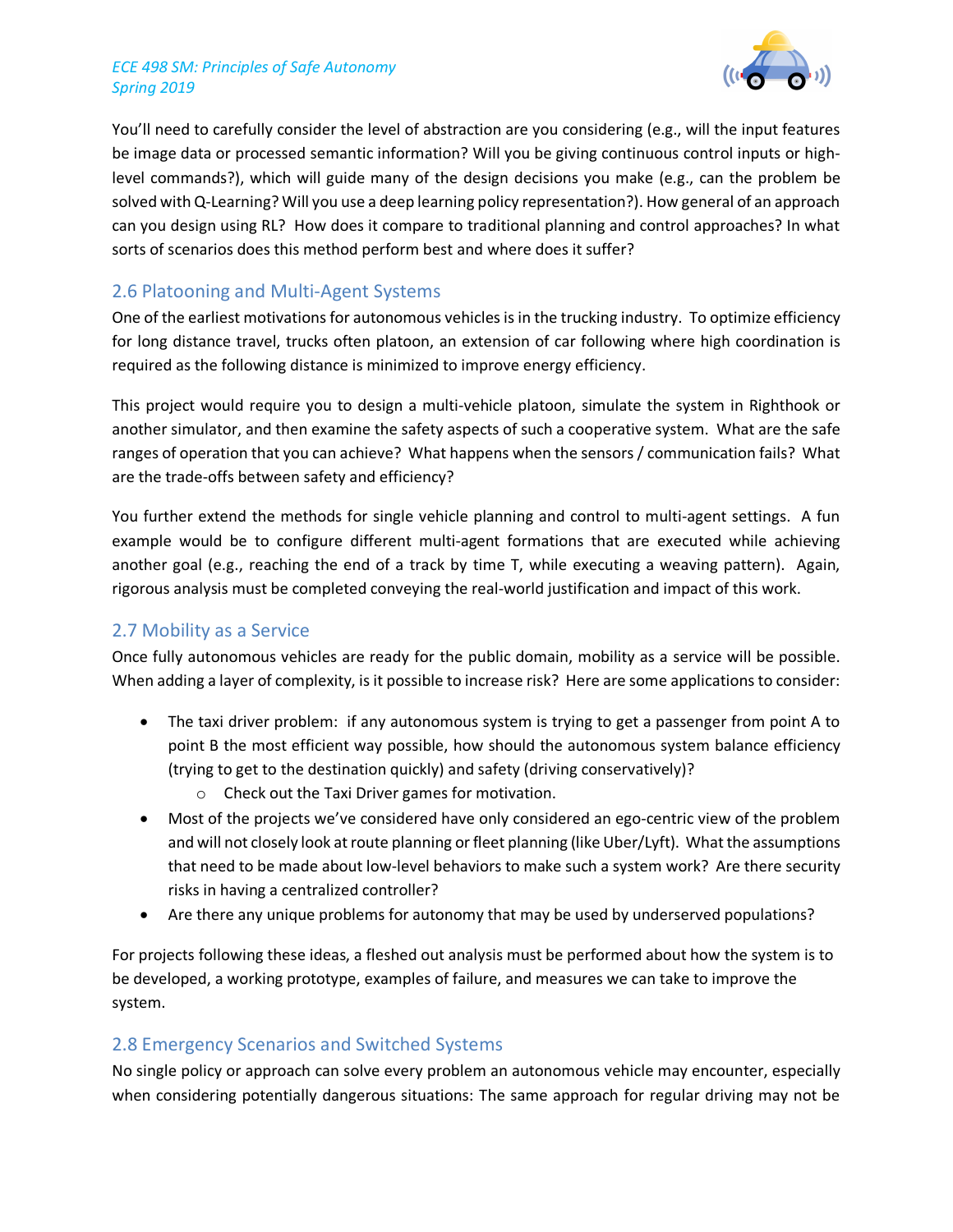You'll need to carefully consider the level of abstraction are you considering (e.g., will the input features be image data or processed semantic information? Will you be giving continuous control inputs or high-level commands?), which will guide many of the design decisions you make (e.g., can the problem be solved with Q-Learning? Will you use a deep learning policy representation?). How general of an approach can you design using RL? How does it compare to traditional planning and control approaches? In what sorts of scenarios does this method perform best and where does it suffer?

## 2.6 Platooning and Multi-Agent Systems

One of the earliest motivations for autonomous vehicles is in the trucking industry. To optimize efficiency for long distance travel, trucks often platoon, an extension of car following where high coordination is required as the following distance is minimized to improve energy efficiency.

This project would require you to design a multi-vehicle platoon, simulate the system in Righthook or another simulator, and then examine the safety aspects of such a cooperative system. What are the safe ranges of operation that you can achieve? What happens when the sensors / communication fails? What are the trade-offs between safety and efficiency?

You further extend the methods for single vehicle planning and control to multi-agent settings. A fun example would be to configure different multi-agent formations that are executed while achieving another goal (e.g., reaching the end of a track by time T, while executing a weaving pattern). Again, rigorous analysis must be completed conveying the real-world justification and impact of this work.

## 2.7 Mobility as a Service

Once fully autonomous vehicles are ready for the public domain, mobility as a service will be possible. When adding a layer of complexity, is it possible to increase risk? Here are some applications to consider:

- The taxi driver problem: if any autonomous system is trying to get a passenger from point A to point B the most efficient way possible, how should the autonomous system balance efficiency (trying to get to the destination quickly) and safety (driving conservatively)?
  - Check out the Taxi Driver games for motivation.
- Most of the projects we've considered have only considered an ego-centric view of the problem and will not closely look at route planning or fleet planning (like Uber/Lyft). What the assumptions that need to be made about low-level behaviors to make such a system work? Are there security risks in having a centralized controller?
- Are there any unique problems for autonomy that may be used by underserved populations?

For projects following these ideas, a fleshed out analysis must be performed about how the system is to be developed, a working prototype, examples of failure, and measures we can take to improve the system.

## 2.8 Emergency Scenarios and Switched Systems

No single policy or approach can solve every problem an autonomous vehicle may encounter, especially when considering potentially dangerous situations: The same approach for regular driving may not be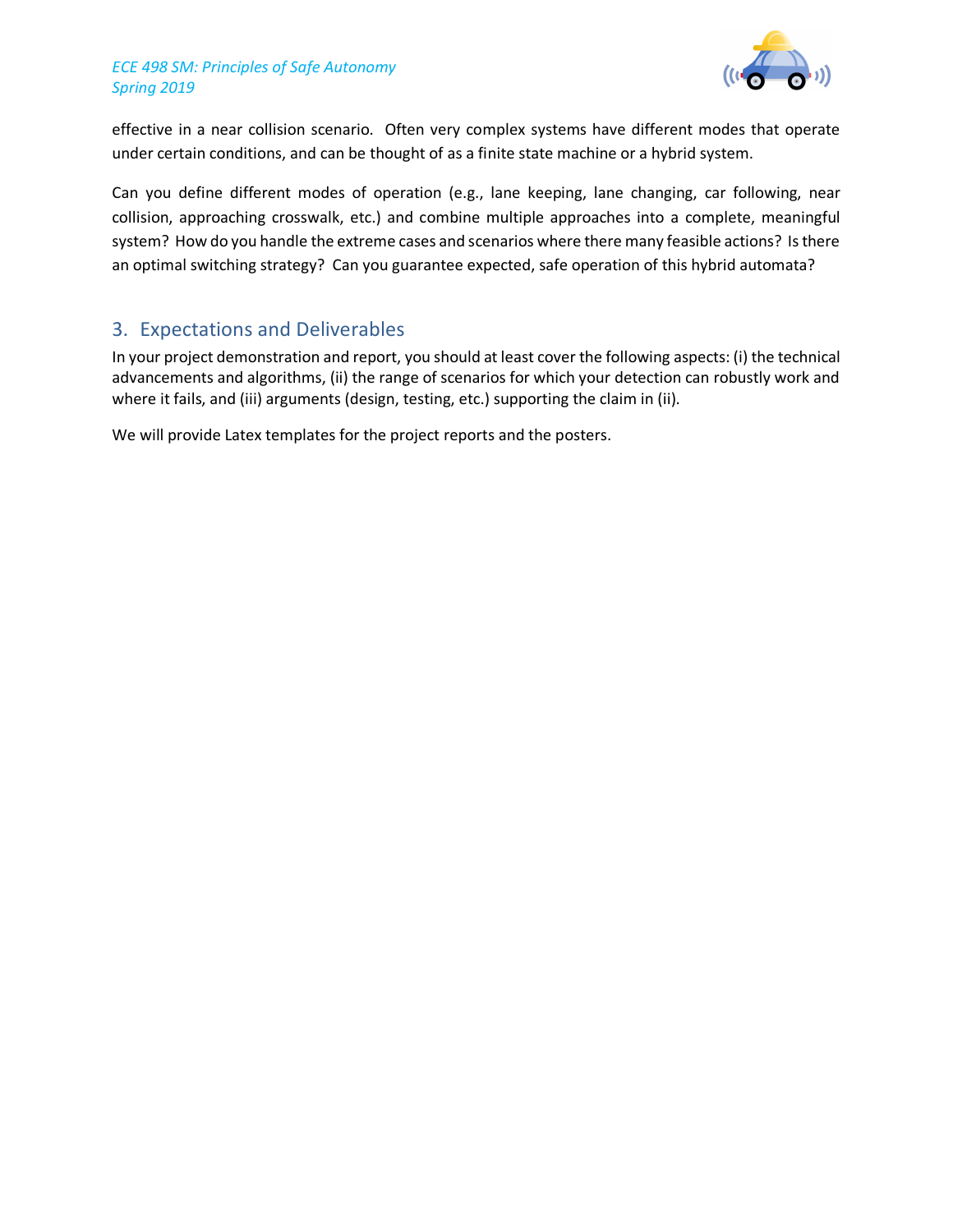effective in a near collision scenario. Often very complex systems have different modes that operate under certain conditions, and can be thought of as a finite state machine or a hybrid system.

Can you define different modes of operation (e.g., lane keeping, lane changing, car following, near collision, approaching crosswalk, etc.) and combine multiple approaches into a complete, meaningful system? How do you handle the extreme cases and scenarios where there many feasible actions? Is there an optimal switching strategy? Can you guarantee expected, safe operation of this hybrid automata?

## 3. Expectations and Deliverables

In your project demonstration and report, you should at least cover the following aspects: (i) the technical advancements and algorithms, (ii) the range of scenarios for which your detection can robustly work and where it fails, and (iii) arguments (design, testing, etc.) supporting the claim in (ii).

We will provide Latex templates for the project reports and the posters.